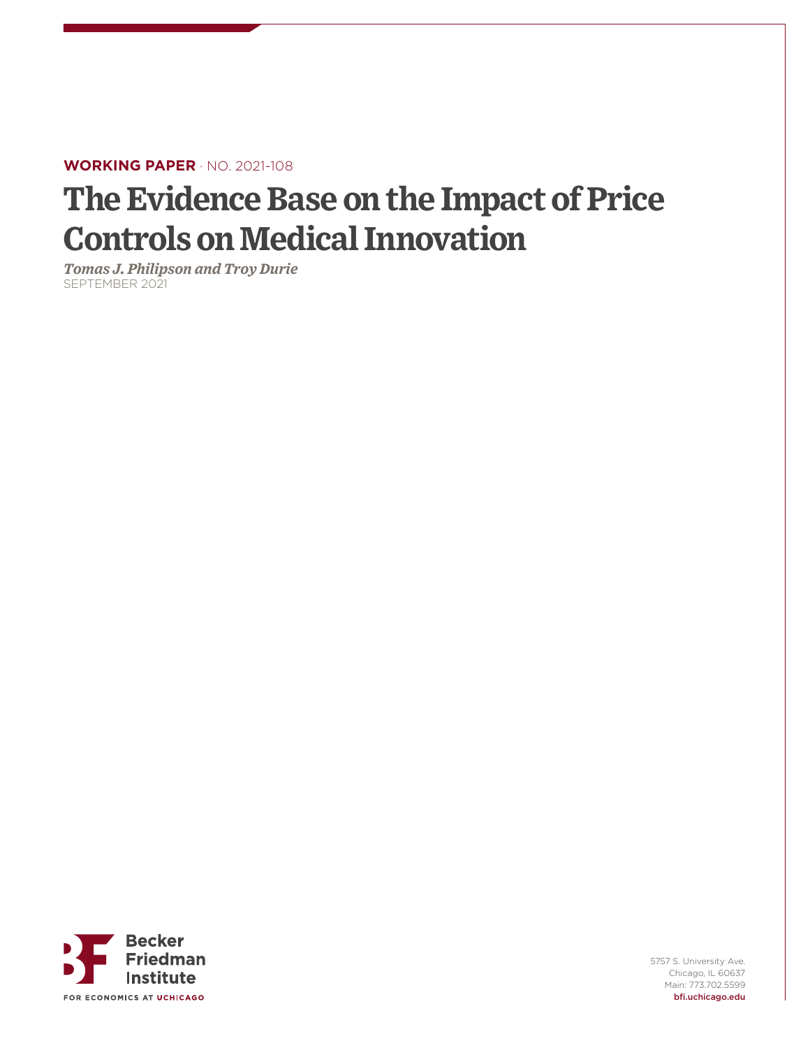**WORKING PAPER** · NO. 2021-108

# The Evidence Base on the Impact of Price Controls on Medical Innovation

*Tomas J. Philipson and Troy Durie*

SEPTEMBER 2021

Becker Friedman Institute

FOR ECONOMICS AT UCHICAGO

5757 S. University Ave.
Chicago, IL 60637
Main: 773.702.5599
bfi.uchicago.edu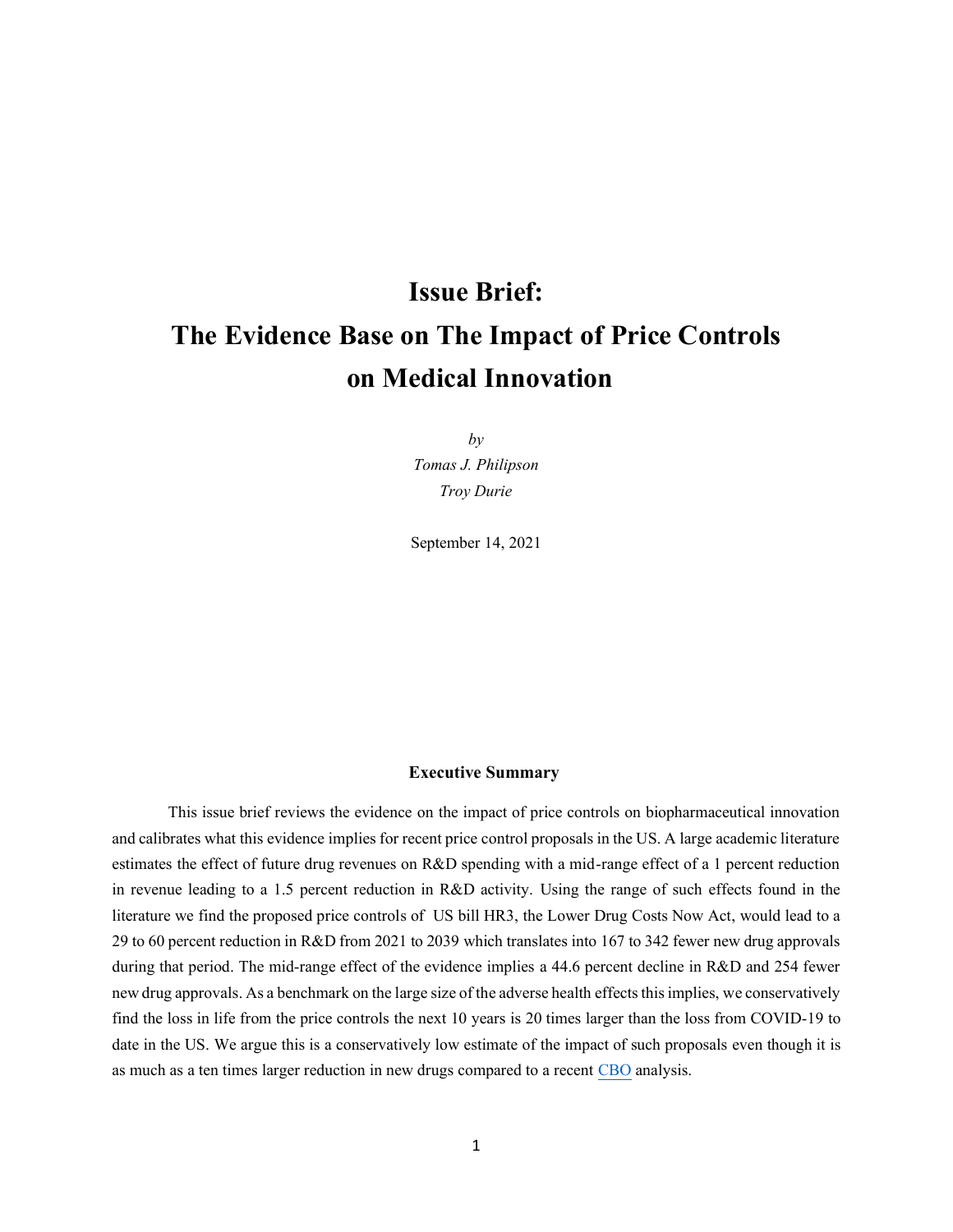# Issue Brief:
# The Evidence Base on The Impact of Price Controls on Medical Innovation

*by*
*Tomas J. Philipson*
*Troy Durie*

September 14, 2021

## Executive Summary

This issue brief reviews the evidence on the impact of price controls on biopharmaceutical innovation and calibrates what this evidence implies for recent price control proposals in the US. A large academic literature estimates the effect of future drug revenues on R&D spending with a mid-range effect of a 1 percent reduction in revenue leading to a 1.5 percent reduction in R&D activity. Using the range of such effects found in the literature we find the proposed price controls of US bill HR3, the Lower Drug Costs Now Act, would lead to a 29 to 60 percent reduction in R&D from 2021 to 2039 which translates into 167 to 342 fewer new drug approvals during that period. The mid-range effect of the evidence implies a 44.6 percent decline in R&D and 254 fewer new drug approvals. As a benchmark on the large size of the adverse health effects this implies, we conservatively find the loss in life from the price controls the next 10 years is 20 times larger than the loss from COVID-19 to date in the US. We argue this is a conservatively low estimate of the impact of such proposals even though it is as much as a ten times larger reduction in new drugs compared to a recent CBO analysis.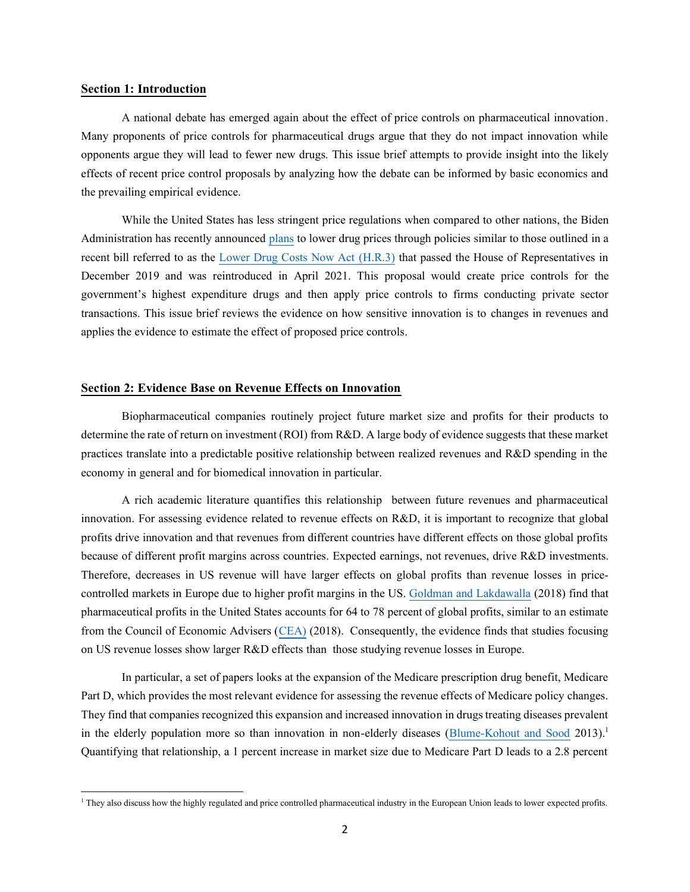## Section 1: Introduction

A national debate has emerged again about the effect of price controls on pharmaceutical innovation. Many proponents of price controls for pharmaceutical drugs argue that they do not impact innovation while opponents argue they will lead to fewer new drugs. This issue brief attempts to provide insight into the likely effects of recent price control proposals by analyzing how the debate can be informed by basic economics and the prevailing empirical evidence.

While the United States has less stringent price regulations when compared to other nations, the Biden Administration has recently announced plans to lower drug prices through policies similar to those outlined in a recent bill referred to as the Lower Drug Costs Now Act (H.R.3) that passed the House of Representatives in December 2019 and was reintroduced in April 2021. This proposal would create price controls for the government's highest expenditure drugs and then apply price controls to firms conducting private sector transactions. This issue brief reviews the evidence on how sensitive innovation is to changes in revenues and applies the evidence to estimate the effect of proposed price controls.

## Section 2: Evidence Base on Revenue Effects on Innovation

Biopharmaceutical companies routinely project future market size and profits for their products to determine the rate of return on investment (ROI) from R&D. A large body of evidence suggests that these market practices translate into a predictable positive relationship between realized revenues and R&D spending in the economy in general and for biomedical innovation in particular.

A rich academic literature quantifies this relationship between future revenues and pharmaceutical innovation. For assessing evidence related to revenue effects on R&D, it is important to recognize that global profits drive innovation and that revenues from different countries have different effects on those global profits because of different profit margins across countries. Expected earnings, not revenues, drive R&D investments. Therefore, decreases in US revenue will have larger effects on global profits than revenue losses in price-controlled markets in Europe due to higher profit margins in the US. Goldman and Lakdawalla (2018) find that pharmaceutical profits in the United States accounts for 64 to 78 percent of global profits, similar to an estimate from the Council of Economic Advisers (CEA) (2018). Consequently, the evidence finds that studies focusing on US revenue losses show larger R&D effects than those studying revenue losses in Europe.

In particular, a set of papers looks at the expansion of the Medicare prescription drug benefit, Medicare Part D, which provides the most relevant evidence for assessing the revenue effects of Medicare policy changes. They find that companies recognized this expansion and increased innovation in drugs treating diseases prevalent in the elderly population more so than innovation in non-elderly diseases (Blume-Kohout and Sood 2013).[1] Quantifying that relationship, a 1 percent increase in market size due to Medicare Part D leads to a 2.8 percent

[1] They also discuss how the highly regulated and price controlled pharmaceutical industry in the European Union leads to lower expected profits.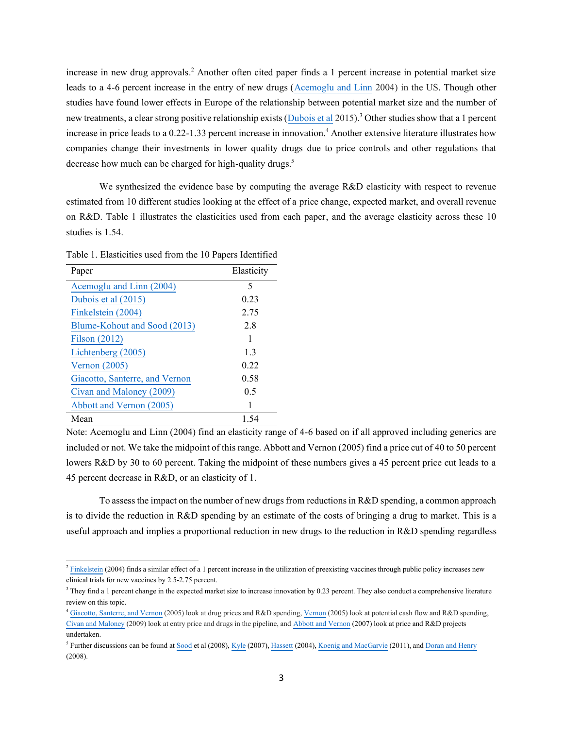increase in new drug approvals.[2] Another often cited paper finds a 1 percent increase in potential market size leads to a 4-6 percent increase in the entry of new drugs (Acemoglu and Linn 2004) in the US. Though other studies have found lower effects in Europe of the relationship between potential market size and the number of new treatments, a clear strong positive relationship exists (Dubois et al 2015).[3] Other studies show that a 1 percent increase in price leads to a 0.22-1.33 percent increase in innovation.[4] Another extensive literature illustrates how companies change their investments in lower quality drugs due to price controls and other regulations that decrease how much can be charged for high-quality drugs.[5]

We synthesized the evidence base by computing the average R&D elasticity with respect to revenue estimated from 10 different studies looking at the effect of a price change, expected market, and overall revenue on R&D. Table 1 illustrates the elasticities used from each paper, and the average elasticity across these 10 studies is 1.54.

Table 1. Elasticities used from the 10 Papers Identified

| Paper | Elasticity |
|---|---|
| Acemoglu and Linn (2004) | 5 |
| Dubois et al (2015) | 0.23 |
| Finkelstein (2004) | 2.75 |
| Blume-Kohout and Sood (2013) | 2.8 |
| Filson (2012) | 1 |
| Lichtenberg (2005) | 1.3 |
| Vernon (2005) | 0.22 |
| Giacotto, Santerre, and Vernon | 0.58 |
| Civan and Maloney (2009) | 0.5 |
| Abbott and Vernon (2005) | 1 |
| Mean | 1.54 |

Note: Acemoglu and Linn (2004) find an elasticity range of 4-6 based on if all approved including generics are included or not. We take the midpoint of this range. Abbott and Vernon (2005) find a price cut of 40 to 50 percent lowers R&D by 30 to 60 percent. Taking the midpoint of these numbers gives a 45 percent price cut leads to a 45 percent decrease in R&D, or an elasticity of 1.

To assess the impact on the number of new drugs from reductions in R&D spending, a common approach is to divide the reduction in R&D spending by an estimate of the costs of bringing a drug to market. This is a useful approach and implies a proportional reduction in new drugs to the reduction in R&D spending regardless

---

[2] Finkelstein (2004) finds a similar effect of a 1 percent increase in the utilization of preexisting vaccines through public policy increases new clinical trials for new vaccines by 2.5-2.75 percent.

[3] They find a 1 percent change in the expected market size to increase innovation by 0.23 percent. They also conduct a comprehensive literature review on this topic.

[4] Giacotto, Santerre, and Vernon (2005) look at drug prices and R&D spending, Vernon (2005) look at potential cash flow and R&D spending, Civan and Maloney (2009) look at entry price and drugs in the pipeline, and Abbott and Vernon (2007) look at price and R&D projects undertaken.

[5] Further discussions can be found at Sood et al (2008), Kyle (2007), Hassett (2004), Koenig and MacGarvie (2011), and Doran and Henry (2008).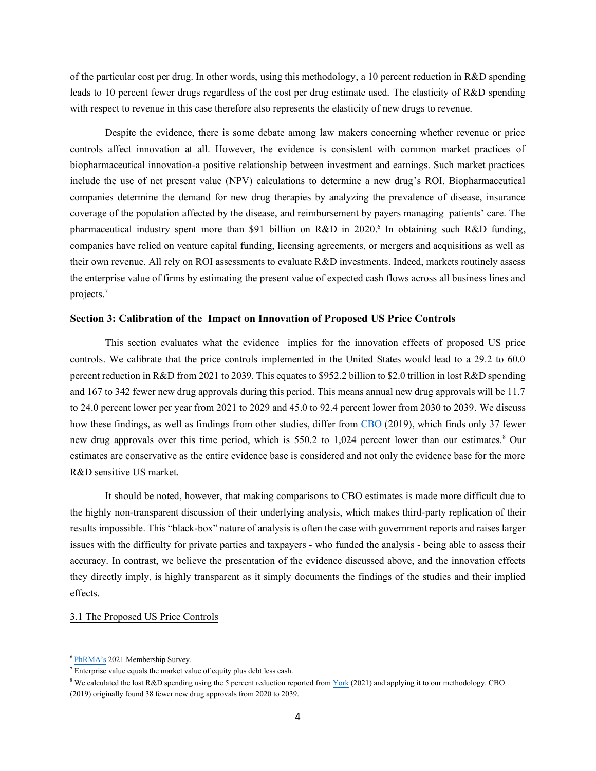of the particular cost per drug. In other words, using this methodology, a 10 percent reduction in R&D spending leads to 10 percent fewer drugs regardless of the cost per drug estimate used. The elasticity of R&D spending with respect to revenue in this case therefore also represents the elasticity of new drugs to revenue.

Despite the evidence, there is some debate among law makers concerning whether revenue or price controls affect innovation at all. However, the evidence is consistent with common market practices of biopharmaceutical innovation-a positive relationship between investment and earnings. Such market practices include the use of net present value (NPV) calculations to determine a new drug's ROI. Biopharmaceutical companies determine the demand for new drug therapies by analyzing the prevalence of disease, insurance coverage of the population affected by the disease, and reimbursement by payers managing patients' care. The pharmaceutical industry spent more than $91 billion on R&D in 2020.[6] In obtaining such R&D funding, companies have relied on venture capital funding, licensing agreements, or mergers and acquisitions as well as their own revenue. All rely on ROI assessments to evaluate R&D investments. Indeed, markets routinely assess the enterprise value of firms by estimating the present value of expected cash flows across all business lines and projects.[7]

## Section 3: Calibration of the Impact on Innovation of Proposed US Price Controls

This section evaluates what the evidence implies for the innovation effects of proposed US price controls. We calibrate that the price controls implemented in the United States would lead to a 29.2 to 60.0 percent reduction in R&D from 2021 to 2039. This equates to $952.2 billion to $2.0 trillion in lost R&D spending and 167 to 342 fewer new drug approvals during this period. This means annual new drug approvals will be 11.7 to 24.0 percent lower per year from 2021 to 2029 and 45.0 to 92.4 percent lower from 2030 to 2039. We discuss how these findings, as well as findings from other studies, differ from CBO (2019), which finds only 37 fewer new drug approvals over this time period, which is 550.2 to 1,024 percent lower than our estimates.[8] Our estimates are conservative as the entire evidence base is considered and not only the evidence base for the more R&D sensitive US market.

It should be noted, however, that making comparisons to CBO estimates is made more difficult due to the highly non-transparent discussion of their underlying analysis, which makes third-party replication of their results impossible. This "black-box" nature of analysis is often the case with government reports and raises larger issues with the difficulty for private parties and taxpayers - who funded the analysis - being able to assess their accuracy. In contrast, we believe the presentation of the evidence discussed above, and the innovation effects they directly imply, is highly transparent as it simply documents the findings of the studies and their implied effects.

### 3.1 The Proposed US Price Controls

---

[6] PhRMA's 2021 Membership Survey.

[7] Enterprise value equals the market value of equity plus debt less cash.

[8] We calculated the lost R&D spending using the 5 percent reduction reported from York (2021) and applying it to our methodology. CBO (2019) originally found 38 fewer new drug approvals from 2020 to 2039.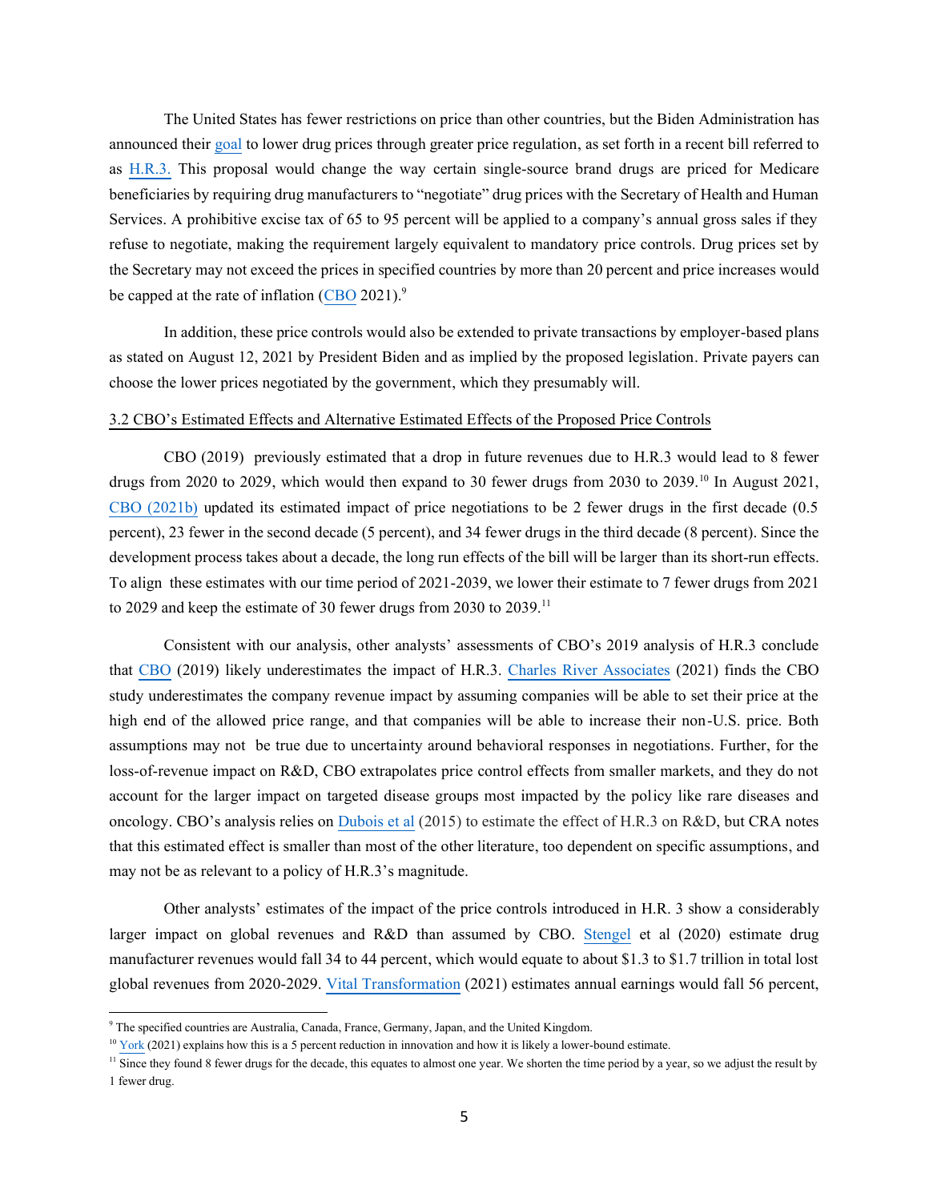The United States has fewer restrictions on price than other countries, but the Biden Administration has announced their goal to lower drug prices through greater price regulation, as set forth in a recent bill referred to as H.R.3. This proposal would change the way certain single-source brand drugs are priced for Medicare beneficiaries by requiring drug manufacturers to "negotiate" drug prices with the Secretary of Health and Human Services. A prohibitive excise tax of 65 to 95 percent will be applied to a company's annual gross sales if they refuse to negotiate, making the requirement largely equivalent to mandatory price controls. Drug prices set by the Secretary may not exceed the prices in specified countries by more than 20 percent and price increases would be capped at the rate of inflation (CBO 2021).[9]

In addition, these price controls would also be extended to private transactions by employer-based plans as stated on August 12, 2021 by President Biden and as implied by the proposed legislation. Private payers can choose the lower prices negotiated by the government, which they presumably will.

### 3.2 CBO's Estimated Effects and Alternative Estimated Effects of the Proposed Price Controls

CBO (2019) previously estimated that a drop in future revenues due to H.R.3 would lead to 8 fewer drugs from 2020 to 2029, which would then expand to 30 fewer drugs from 2030 to 2039.[10] In August 2021, CBO (2021b) updated its estimated impact of price negotiations to be 2 fewer drugs in the first decade (0.5 percent), 23 fewer in the second decade (5 percent), and 34 fewer drugs in the third decade (8 percent). Since the development process takes about a decade, the long run effects of the bill will be larger than its short-run effects. To align these estimates with our time period of 2021-2039, we lower their estimate to 7 fewer drugs from 2021 to 2029 and keep the estimate of 30 fewer drugs from 2030 to 2039.[11]

Consistent with our analysis, other analysts' assessments of CBO's 2019 analysis of H.R.3 conclude that CBO (2019) likely underestimates the impact of H.R.3. Charles River Associates (2021) finds the CBO study underestimates the company revenue impact by assuming companies will be able to set their price at the high end of the allowed price range, and that companies will be able to increase their non-U.S. price. Both assumptions may not be true due to uncertainty around behavioral responses in negotiations. Further, for the loss-of-revenue impact on R&D, CBO extrapolates price control effects from smaller markets, and they do not account for the larger impact on targeted disease groups most impacted by the policy like rare diseases and oncology. CBO's analysis relies on Dubois et al (2015) to estimate the effect of H.R.3 on R&D, but CRA notes that this estimated effect is smaller than most of the other literature, too dependent on specific assumptions, and may not be as relevant to a policy of H.R.3's magnitude.

Other analysts' estimates of the impact of the price controls introduced in H.R. 3 show a considerably larger impact on global revenues and R&D than assumed by CBO. Stengel et al (2020) estimate drug manufacturer revenues would fall 34 to 44 percent, which would equate to about $1.3 to $1.7 trillion in total lost global revenues from 2020-2029. Vital Transformation (2021) estimates annual earnings would fall 56 percent,

---

[9] The specified countries are Australia, Canada, France, Germany, Japan, and the United Kingdom.

[10] York (2021) explains how this is a 5 percent reduction in innovation and how it is likely a lower-bound estimate.

[11] Since they found 8 fewer drugs for the decade, this equates to almost one year. We shorten the time period by a year, so we adjust the result by 1 fewer drug.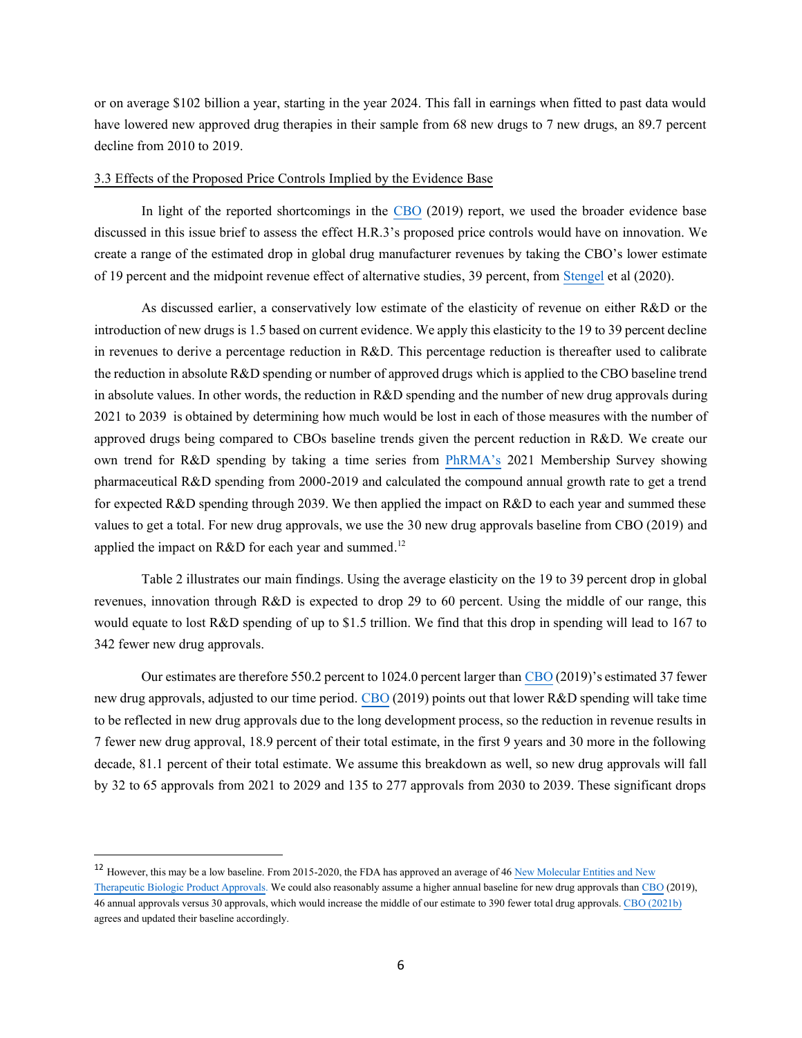or on average $102 billion a year, starting in the year 2024. This fall in earnings when fitted to past data would have lowered new approved drug therapies in their sample from 68 new drugs to 7 new drugs, an 89.7 percent decline from 2010 to 2019.

### 3.3 Effects of the Proposed Price Controls Implied by the Evidence Base

In light of the reported shortcomings in the CBO (2019) report, we used the broader evidence base discussed in this issue brief to assess the effect H.R.3's proposed price controls would have on innovation. We create a range of the estimated drop in global drug manufacturer revenues by taking the CBO's lower estimate of 19 percent and the midpoint revenue effect of alternative studies, 39 percent, from Stengel et al (2020).

As discussed earlier, a conservatively low estimate of the elasticity of revenue on either R&D or the introduction of new drugs is 1.5 based on current evidence. We apply this elasticity to the 19 to 39 percent decline in revenues to derive a percentage reduction in R&D. This percentage reduction is thereafter used to calibrate the reduction in absolute R&D spending or number of approved drugs which is applied to the CBO baseline trend in absolute values. In other words, the reduction in R&D spending and the number of new drug approvals during 2021 to 2039 is obtained by determining how much would be lost in each of those measures with the number of approved drugs being compared to CBOs baseline trends given the percent reduction in R&D. We create our own trend for R&D spending by taking a time series from PhRMA's 2021 Membership Survey showing pharmaceutical R&D spending from 2000-2019 and calculated the compound annual growth rate to get a trend for expected R&D spending through 2039. We then applied the impact on R&D to each year and summed these values to get a total. For new drug approvals, we use the 30 new drug approvals baseline from CBO (2019) and applied the impact on R&D for each year and summed.[12]

Table 2 illustrates our main findings. Using the average elasticity on the 19 to 39 percent drop in global revenues, innovation through R&D is expected to drop 29 to 60 percent. Using the middle of our range, this would equate to lost R&D spending of up to $1.5 trillion. We find that this drop in spending will lead to 167 to 342 fewer new drug approvals.

Our estimates are therefore 550.2 percent to 1024.0 percent larger than CBO (2019)'s estimated 37 fewer new drug approvals, adjusted to our time period. CBO (2019) points out that lower R&D spending will take time to be reflected in new drug approvals due to the long development process, so the reduction in revenue results in 7 fewer new drug approval, 18.9 percent of their total estimate, in the first 9 years and 30 more in the following decade, 81.1 percent of their total estimate. We assume this breakdown as well, so new drug approvals will fall by 32 to 65 approvals from 2021 to 2029 and 135 to 277 approvals from 2030 to 2039. These significant drops

---

[12] However, this may be a low baseline. From 2015-2020, the FDA has approved an average of 46 New Molecular Entities and New Therapeutic Biologic Product Approvals. We could also reasonably assume a higher annual baseline for new drug approvals than CBO (2019), 46 annual approvals versus 30 approvals, which would increase the middle of our estimate to 390 fewer total drug approvals. CBO (2021b) agrees and updated their baseline accordingly.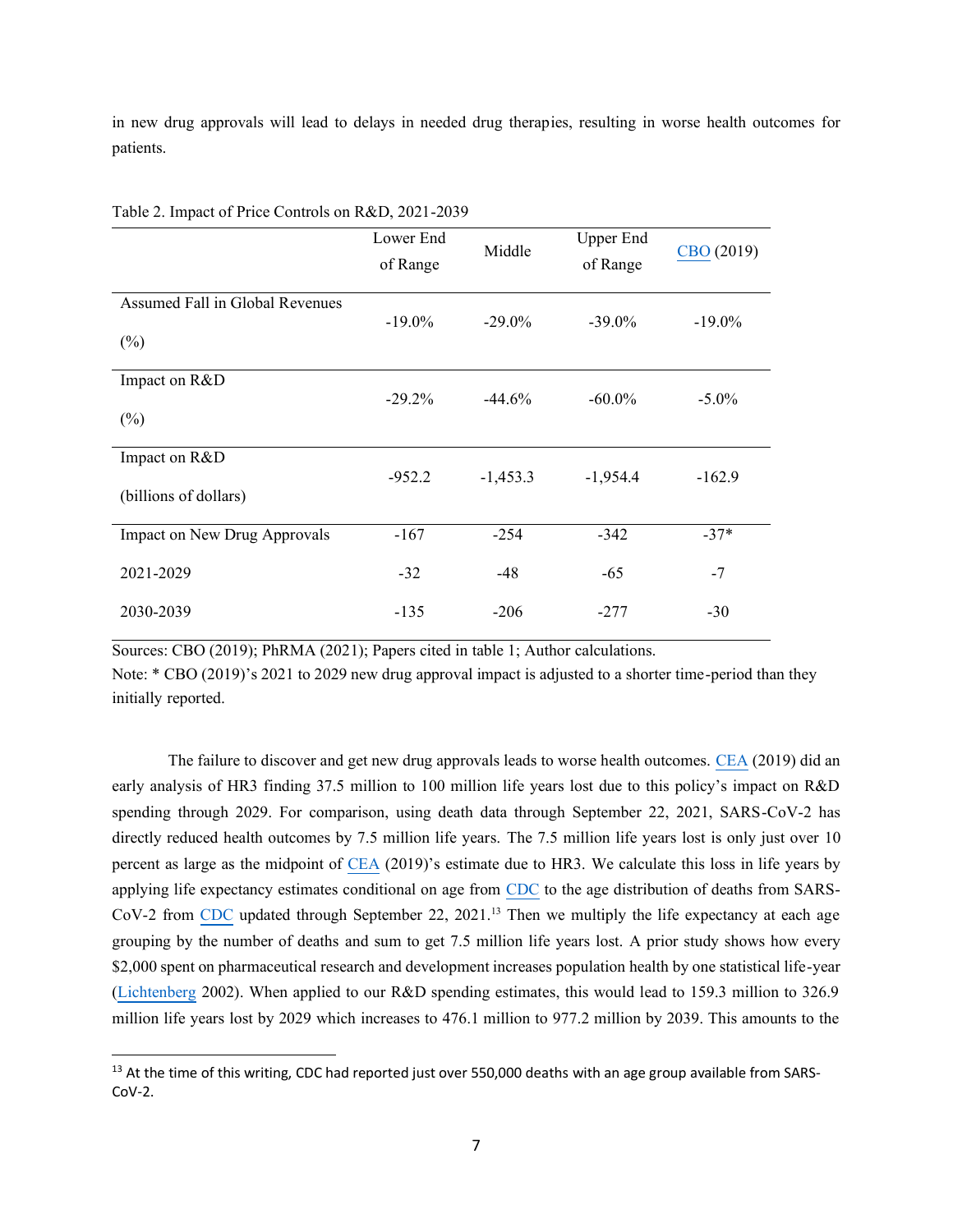in new drug approvals will lead to delays in needed drug therapies, resulting in worse health outcomes for patients.

Table 2. Impact of Price Controls on R&D, 2021-2039

| | Lower End of Range | Middle | Upper End of Range | CBO (2019) |
|---|---|---|---|---|
| Assumed Fall in Global Revenues (%) | -19.0% | -29.0% | -39.0% | -19.0% |
| Impact on R&D (%) | -29.2% | -44.6% | -60.0% | -5.0% |
| Impact on R&D (billions of dollars) | -952.2 | -1,453.3 | -1,954.4 | -162.9 |
| Impact on New Drug Approvals | -167 | -254 | -342 | -37* |
| 2021-2029 | -32 | -48 | -65 | -7 |
| 2030-2039 | -135 | -206 | -277 | -30 |

Sources: CBO (2019); PhRMA (2021); Papers cited in table 1; Author calculations.
Note: * CBO (2019)'s 2021 to 2029 new drug approval impact is adjusted to a shorter time-period than they initially reported.

The failure to discover and get new drug approvals leads to worse health outcomes. CEA (2019) did an early analysis of HR3 finding 37.5 million to 100 million life years lost due to this policy's impact on R&D spending through 2029. For comparison, using death data through September 22, 2021, SARS-CoV-2 has directly reduced health outcomes by 7.5 million life years. The 7.5 million life years lost is only just over 10 percent as large as the midpoint of CEA (2019)'s estimate due to HR3. We calculate this loss in life years by applying life expectancy estimates conditional on age from CDC to the age distribution of deaths from SARS-CoV-2 from CDC updated through September 22, 2021.[13] Then we multiply the life expectancy at each age grouping by the number of deaths and sum to get 7.5 million life years lost. A prior study shows how every $2,000 spent on pharmaceutical research and development increases population health by one statistical life-year (Lichtenberg 2002). When applied to our R&D spending estimates, this would lead to 159.3 million to 326.9 million life years lost by 2029 which increases to 476.1 million to 977.2 million by 2039. This amounts to the

[13] At the time of this writing, CDC had reported just over 550,000 deaths with an age group available from SARS-CoV-2.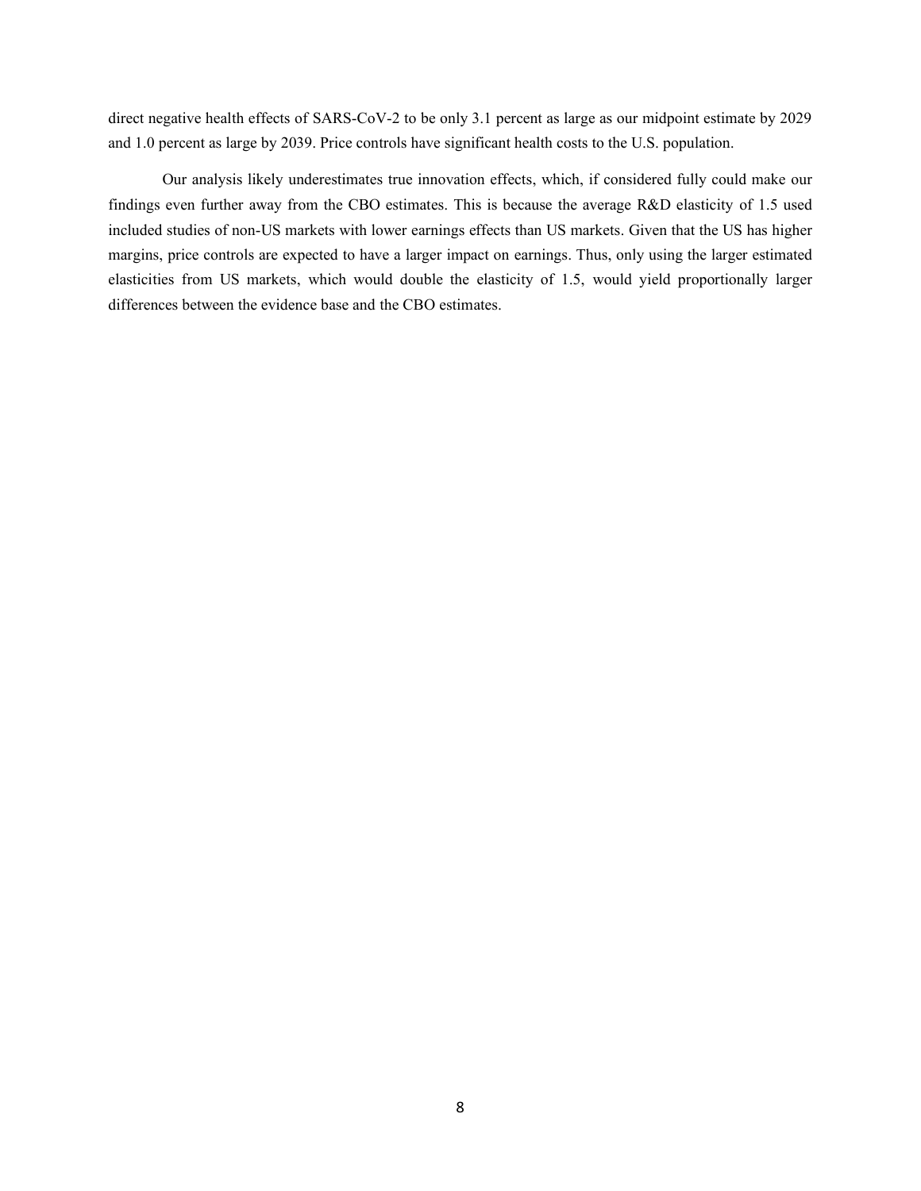direct negative health effects of SARS-CoV-2 to be only 3.1 percent as large as our midpoint estimate by 2029 and 1.0 percent as large by 2039. Price controls have significant health costs to the U.S. population.

Our analysis likely underestimates true innovation effects, which, if considered fully could make our findings even further away from the CBO estimates. This is because the average R&D elasticity of 1.5 used included studies of non-US markets with lower earnings effects than US markets. Given that the US has higher margins, price controls are expected to have a larger impact on earnings. Thus, only using the larger estimated elasticities from US markets, which would double the elasticity of 1.5, would yield proportionally larger differences between the evidence base and the CBO estimates.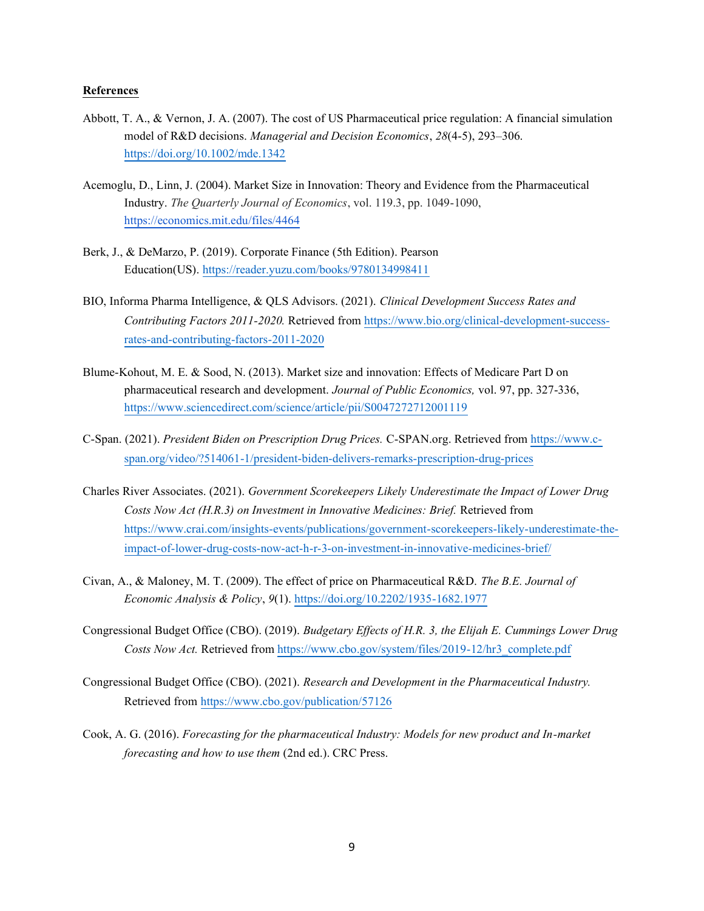**References**

Abbott, T. A., & Vernon, J. A. (2007). The cost of US Pharmaceutical price regulation: A financial simulation model of R&D decisions. *Managerial and Decision Economics*, *28*(4-5), 293–306. https://doi.org/10.1002/mde.1342

Acemoglu, D., Linn, J. (2004). Market Size in Innovation: Theory and Evidence from the Pharmaceutical Industry. *The Quarterly Journal of Economics*, vol. 119.3, pp. 1049-1090, https://economics.mit.edu/files/4464

Berk, J., & DeMarzo, P. (2019). Corporate Finance (5th Edition). Pearson Education(US). https://reader.yuzu.com/books/9780134998411

BIO, Informa Pharma Intelligence, & QLS Advisors. (2021). *Clinical Development Success Rates and Contributing Factors 2011-2020.* Retrieved from https://www.bio.org/clinical-development-success-rates-and-contributing-factors-2011-2020

Blume-Kohout, M. E. & Sood, N. (2013). Market size and innovation: Effects of Medicare Part D on pharmaceutical research and development. *Journal of Public Economics,* vol. 97, pp. 327-336, https://www.sciencedirect.com/science/article/pii/S0047272712001119

C-Span. (2021). *President Biden on Prescription Drug Prices.* C-SPAN.org. Retrieved from https://www.c-span.org/video/?514061-1/president-biden-delivers-remarks-prescription-drug-prices

Charles River Associates. (2021). *Government Scorekeepers Likely Underestimate the Impact of Lower Drug Costs Now Act (H.R.3) on Investment in Innovative Medicines: Brief.* Retrieved from https://www.crai.com/insights-events/publications/government-scorekeepers-likely-underestimate-the-impact-of-lower-drug-costs-now-act-h-r-3-on-investment-in-innovative-medicines-brief/

Civan, A., & Maloney, M. T. (2009). The effect of price on Pharmaceutical R&D. *The B.E. Journal of Economic Analysis & Policy*, *9*(1). https://doi.org/10.2202/1935-1682.1977

Congressional Budget Office (CBO). (2019). *Budgetary Effects of H.R. 3, the Elijah E. Cummings Lower Drug Costs Now Act.* Retrieved from https://www.cbo.gov/system/files/2019-12/hr3_complete.pdf

Congressional Budget Office (CBO). (2021). *Research and Development in the Pharmaceutical Industry.* Retrieved from https://www.cbo.gov/publication/57126

Cook, A. G. (2016). *Forecasting for the pharmaceutical Industry: Models for new product and In-market forecasting and how to use them* (2nd ed.). CRC Press.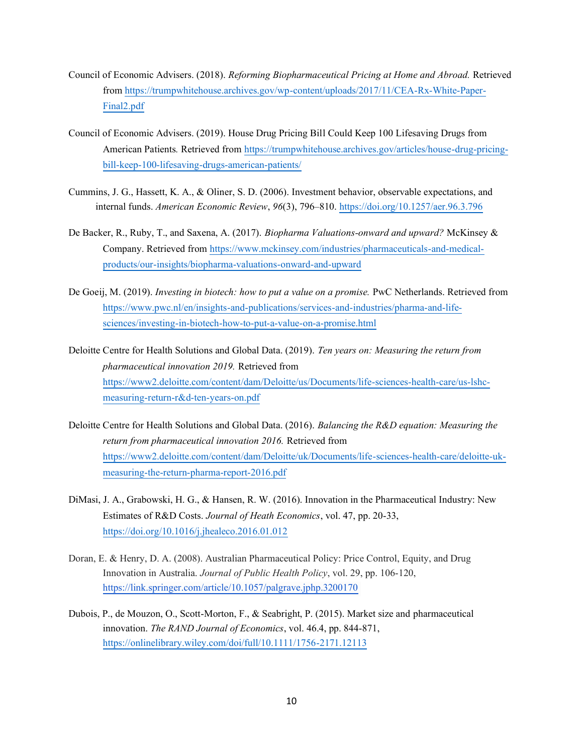Council of Economic Advisers. (2018). *Reforming Biopharmaceutical Pricing at Home and Abroad.* Retrieved from https://trumpwhitehouse.archives.gov/wp-content/uploads/2017/11/CEA-Rx-White-Paper-Final2.pdf

Council of Economic Advisers. (2019). House Drug Pricing Bill Could Keep 100 Lifesaving Drugs from American Patients*.* Retrieved from https://trumpwhitehouse.archives.gov/articles/house-drug-pricing-bill-keep-100-lifesaving-drugs-american-patients/

Cummins, J. G., Hassett, K. A., & Oliner, S. D. (2006). Investment behavior, observable expectations, and internal funds. *American Economic Review*, *96*(3), 796–810. https://doi.org/10.1257/aer.96.3.796

De Backer, R., Ruby, T., and Saxena, A. (2017). *Biopharma Valuations-onward and upward?* McKinsey & Company. Retrieved from https://www.mckinsey.com/industries/pharmaceuticals-and-medical-products/our-insights/biopharma-valuations-onward-and-upward

De Goeij, M. (2019). *Investing in biotech: how to put a value on a promise.* PwC Netherlands. Retrieved from https://www.pwc.nl/en/insights-and-publications/services-and-industries/pharma-and-life-sciences/investing-in-biotech-how-to-put-a-value-on-a-promise.html

Deloitte Centre for Health Solutions and Global Data. (2019). *Ten years on: Measuring the return from pharmaceutical innovation 2019.* Retrieved from https://www2.deloitte.com/content/dam/Deloitte/us/Documents/life-sciences-health-care/us-lshc-measuring-return-r&d-ten-years-on.pdf

Deloitte Centre for Health Solutions and Global Data. (2016). *Balancing the R&D equation: Measuring the return from pharmaceutical innovation 2016.* Retrieved from https://www2.deloitte.com/content/dam/Deloitte/uk/Documents/life-sciences-health-care/deloitte-uk-measuring-the-return-pharma-report-2016.pdf

DiMasi, J. A., Grabowski, H. G., & Hansen, R. W. (2016). Innovation in the Pharmaceutical Industry: New Estimates of R&D Costs. *Journal of Heath Economics*, vol. 47, pp. 20-33, https://doi.org/10.1016/j.jhealeco.2016.01.012

Doran, E. & Henry, D. A. (2008). Australian Pharmaceutical Policy: Price Control, Equity, and Drug Innovation in Australia. *Journal of Public Health Policy*, vol. 29, pp. 106-120, https://link.springer.com/article/10.1057/palgrave.jphp.3200170

Dubois, P., de Mouzon, O., Scott-Morton, F., & Seabright, P. (2015). Market size and pharmaceutical innovation. *The RAND Journal of Economics*, vol. 46.4, pp. 844-871, https://onlinelibrary.wiley.com/doi/full/10.1111/1756-2171.12113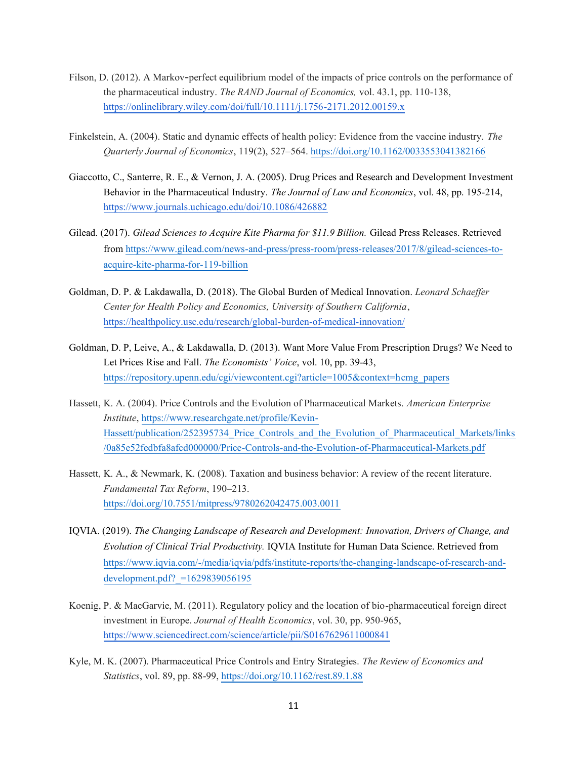Filson, D. (2012). A Markov-perfect equilibrium model of the impacts of price controls on the performance of the pharmaceutical industry. *The RAND Journal of Economics,* vol. 43.1, pp. 110-138, https://onlinelibrary.wiley.com/doi/full/10.1111/j.1756-2171.2012.00159.x

Finkelstein, A. (2004). Static and dynamic effects of health policy: Evidence from the vaccine industry. *The Quarterly Journal of Economics*, 119(2), 527–564. https://doi.org/10.1162/0033553041382166

Giaccotto, C., Santerre, R. E., & Vernon, J. A. (2005). Drug Prices and Research and Development Investment Behavior in the Pharmaceutical Industry. *The Journal of Law and Economics*, vol. 48, pp. 195-214, https://www.journals.uchicago.edu/doi/10.1086/426882

Gilead. (2017). *Gilead Sciences to Acquire Kite Pharma for $11.9 Billion.* Gilead Press Releases. Retrieved from https://www.gilead.com/news-and-press/press-room/press-releases/2017/8/gilead-sciences-to-acquire-kite-pharma-for-119-billion

Goldman, D. P. & Lakdawalla, D. (2018). The Global Burden of Medical Innovation. *Leonard Schaeffer Center for Health Policy and Economics, University of Southern California*, https://healthpolicy.usc.edu/research/global-burden-of-medical-innovation/

Goldman, D. P, Leive, A., & Lakdawalla, D. (2013). Want More Value From Prescription Drugs? We Need to Let Prices Rise and Fall. *The Economists' Voice*, vol. 10, pp. 39-43, https://repository.upenn.edu/cgi/viewcontent.cgi?article=1005&context=hcmg_papers

Hassett, K. A. (2004). Price Controls and the Evolution of Pharmaceutical Markets. *American Enterprise Institute*, https://www.researchgate.net/profile/Kevin-Hassett/publication/252395734_Price_Controls_and_the_Evolution_of_Pharmaceutical_Markets/links/0a85e52fedbfa8afcd000000/Price-Controls-and-the-Evolution-of-Pharmaceutical-Markets.pdf

Hassett, K. A., & Newmark, K. (2008). Taxation and business behavior: A review of the recent literature. *Fundamental Tax Reform*, 190–213. https://doi.org/10.7551/mitpress/9780262042475.003.0011

IQVIA. (2019). *The Changing Landscape of Research and Development: Innovation, Drivers of Change, and Evolution of Clinical Trial Productivity.* IQVIA Institute for Human Data Science. Retrieved from https://www.iqvia.com/-/media/iqvia/pdfs/institute-reports/the-changing-landscape-of-research-and-development.pdf?_=1629839056195

Koenig, P. & MacGarvie, M. (2011). Regulatory policy and the location of bio-pharmaceutical foreign direct investment in Europe. *Journal of Health Economics*, vol. 30, pp. 950-965, https://www.sciencedirect.com/science/article/pii/S0167629611000841

Kyle, M. K. (2007). Pharmaceutical Price Controls and Entry Strategies. *The Review of Economics and Statistics*, vol. 89, pp. 88-99, https://doi.org/10.1162/rest.89.1.88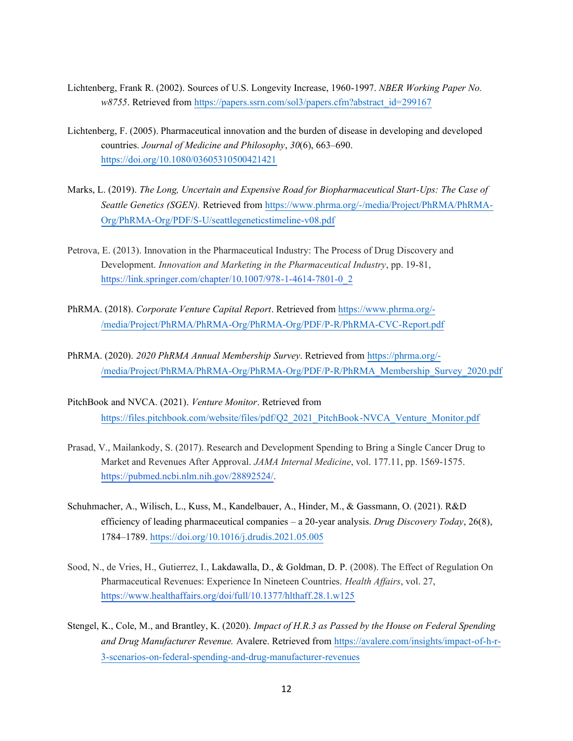Lichtenberg, Frank R. (2002). Sources of U.S. Longevity Increase, 1960-1997. *NBER Working Paper No. w8755*. Retrieved from https://papers.ssrn.com/sol3/papers.cfm?abstract_id=299167

Lichtenberg, F. (2005). Pharmaceutical innovation and the burden of disease in developing and developed countries. *Journal of Medicine and Philosophy*, *30*(6), 663–690. https://doi.org/10.1080/03605310500421421

Marks, L. (2019). *The Long, Uncertain and Expensive Road for Biopharmaceutical Start-Ups: The Case of Seattle Genetics (SGEN).* Retrieved from https://www.phrma.org/-/media/Project/PhRMA/PhRMA-Org/PhRMA-Org/PDF/S-U/seattlegeneticstimeline-v08.pdf

Petrova, E. (2013). Innovation in the Pharmaceutical Industry: The Process of Drug Discovery and Development. *Innovation and Marketing in the Pharmaceutical Industry*, pp. 19-81, https://link.springer.com/chapter/10.1007/978-1-4614-7801-0_2

PhRMA. (2018). *Corporate Venture Capital Report*. Retrieved from https://www.phrma.org/-/media/Project/PhRMA/PhRMA-Org/PhRMA-Org/PDF/P-R/PhRMA-CVC-Report.pdf

PhRMA. (2020). *2020 PhRMA Annual Membership Survey*. Retrieved from https://phrma.org/-/media/Project/PhRMA/PhRMA-Org/PhRMA-Org/PDF/P-R/PhRMA_Membership_Survey_2020.pdf

PitchBook and NVCA. (2021). *Venture Monitor*. Retrieved from https://files.pitchbook.com/website/files/pdf/Q2_2021_PitchBook-NVCA_Venture_Monitor.pdf

Prasad, V., Mailankody, S. (2017). Research and Development Spending to Bring a Single Cancer Drug to Market and Revenues After Approval. *JAMA Internal Medicine*, vol. 177.11, pp. 1569-1575. https://pubmed.ncbi.nlm.nih.gov/28892524/.

Schuhmacher, A., Wilisch, L., Kuss, M., Kandelbauer, A., Hinder, M., & Gassmann, O. (2021). R&D efficiency of leading pharmaceutical companies – a 20-year analysis. *Drug Discovery Today*, 26(8), 1784–1789. https://doi.org/10.1016/j.drudis.2021.05.005

Sood, N., de Vries, H., Gutierrez, I., Lakdawalla, D., & Goldman, D. P. (2008). The Effect of Regulation On Pharmaceutical Revenues: Experience In Nineteen Countries. *Health Affairs*, vol. 27, https://www.healthaffairs.org/doi/full/10.1377/hlthaff.28.1.w125

Stengel, K., Cole, M., and Brantley, K. (2020). *Impact of H.R.3 as Passed by the House on Federal Spending and Drug Manufacturer Revenue.* Avalere. Retrieved from https://avalere.com/insights/impact-of-h-r-3-scenarios-on-federal-spending-and-drug-manufacturer-revenues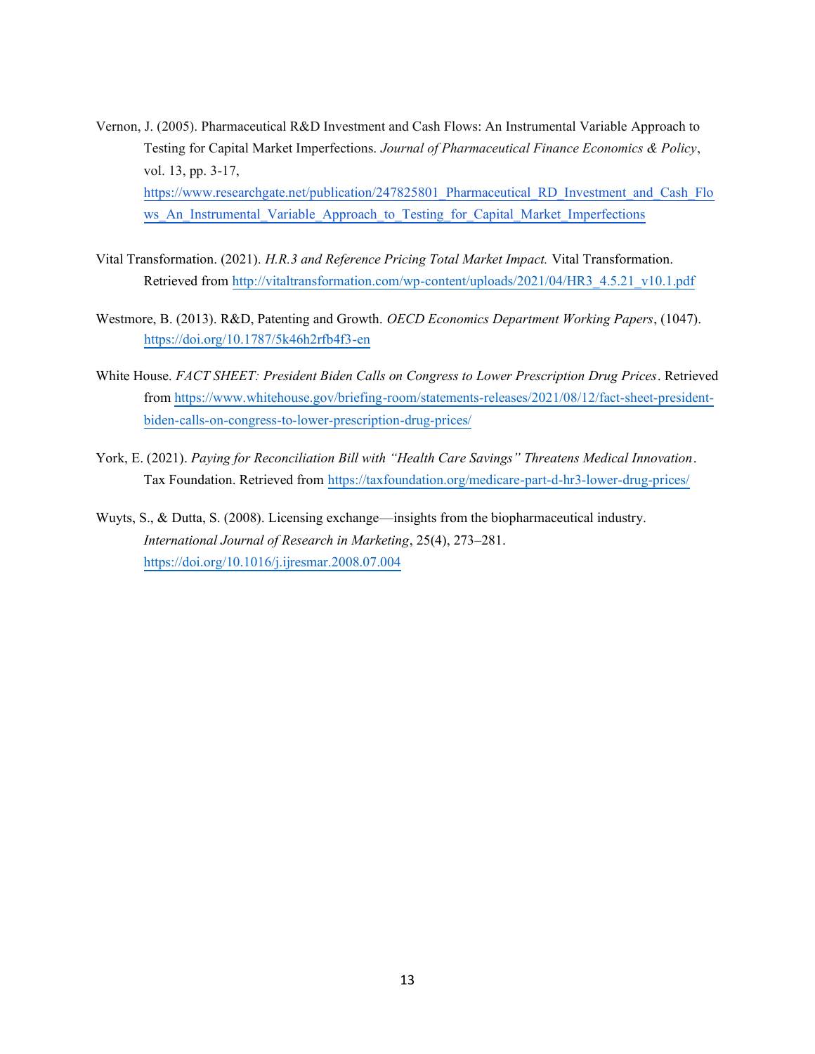Vernon, J. (2005). Pharmaceutical R&D Investment and Cash Flows: An Instrumental Variable Approach to Testing for Capital Market Imperfections. *Journal of Pharmaceutical Finance Economics & Policy*, vol. 13, pp. 3-17, https://www.researchgate.net/publication/247825801_Pharmaceutical_RD_Investment_and_Cash_Flows_An_Instrumental_Variable_Approach_to_Testing_for_Capital_Market_Imperfections

Vital Transformation. (2021). *H.R.3 and Reference Pricing Total Market Impact.* Vital Transformation. Retrieved from http://vitaltransformation.com/wp-content/uploads/2021/04/HR3_4.5.21_v10.1.pdf

Westmore, B. (2013). R&D, Patenting and Growth. *OECD Economics Department Working Papers*, (1047). https://doi.org/10.1787/5k46h2rfb4f3-en

White House. *FACT SHEET: President Biden Calls on Congress to Lower Prescription Drug Prices*. Retrieved from https://www.whitehouse.gov/briefing-room/statements-releases/2021/08/12/fact-sheet-president-biden-calls-on-congress-to-lower-prescription-drug-prices/

York, E. (2021). *Paying for Reconciliation Bill with "Health Care Savings" Threatens Medical Innovation*. Tax Foundation. Retrieved from https://taxfoundation.org/medicare-part-d-hr3-lower-drug-prices/

Wuyts, S., & Dutta, S. (2008). Licensing exchange—insights from the biopharmaceutical industry. *International Journal of Research in Marketing*, 25(4), 273–281. https://doi.org/10.1016/j.ijresmar.2008.07.004